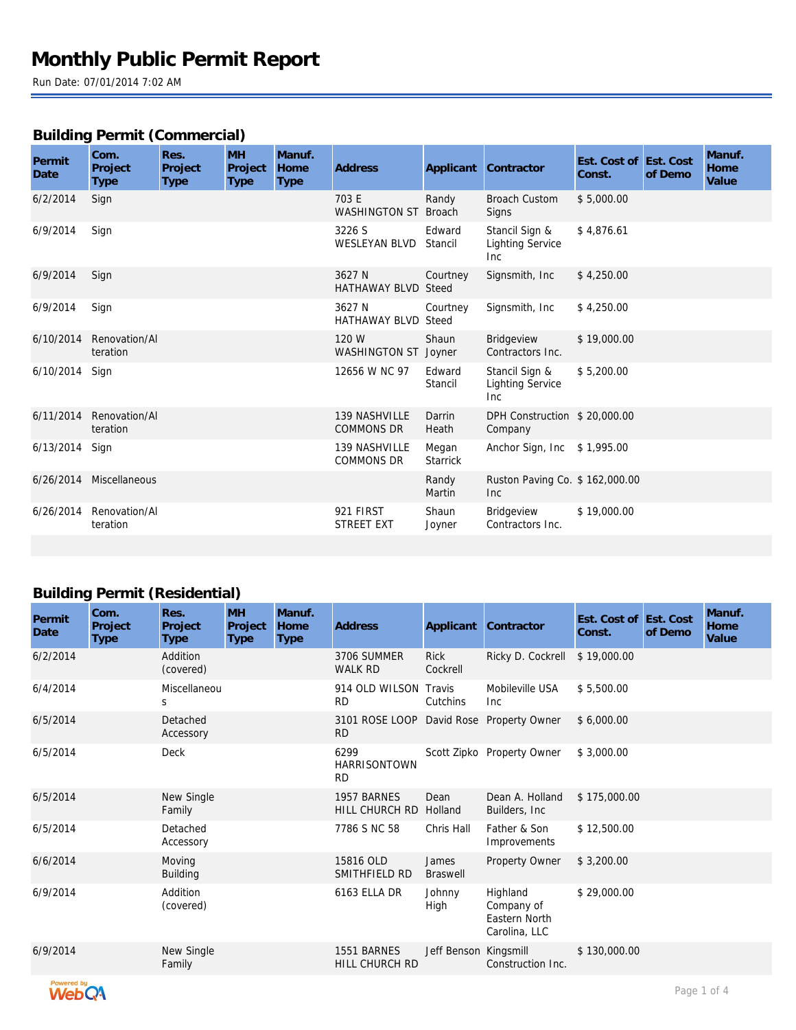# Monthly Public Permit Report

Run Date: 07/01/2014 7:02 AM

## Building Permit (Commercial)

| Permit Date | Com. Project Type | Res. Project Type | MH Project Type | Manuf. Home Type | Address | Applicant | Contractor | Est. Cost of Const. | Est. Cost of Demo | Manuf. Home Value |
|---|---|---|---|---|---|---|---|---|---|---|
| 6/2/2014 | Sign | | | | 703 E WASHINGTON ST | Randy Broach | Broach Custom Signs | $ 5,000.00 | | |
| 6/9/2014 | Sign | | | | 3226 S WESLEYAN BLVD | Edward Stancil | Stancil Sign & Lighting Service Inc | $ 4,876.61 | | |
| 6/9/2014 | Sign | | | | 3627 N HATHAWAY BLVD | Courtney Steed | Signsmith, Inc | $ 4,250.00 | | |
| 6/9/2014 | Sign | | | | 3627 N HATHAWAY BLVD | Courtney Steed | Signsmith, Inc | $ 4,250.00 | | |
| 6/10/2014 | Renovation/Alteration | | | | 120 W WASHINGTON ST | Shaun Joyner | Bridgeview Contractors Inc. | $ 19,000.00 | | |
| 6/10/2014 | Sign | | | | 12656 W NC 97 | Edward Stancil | Stancil Sign & Lighting Service Inc | $ 5,200.00 | | |
| 6/11/2014 | Renovation/Alteration | | | | 139 NASHVILLE COMMONS DR | Darrin Heath | DPH Construction Company | $ 20,000.00 | | |
| 6/13/2014 | Sign | | | | 139 NASHVILLE COMMONS DR | Megan Starrick | Anchor Sign, Inc | $ 1,995.00 | | |
| 6/26/2014 | Miscellaneous | | | | | Randy Martin | Ruston Paving Co. Inc | $ 162,000.00 | | |
| 6/26/2014 | Renovation/Alteration | | | | 921 FIRST STREET EXT | Shaun Joyner | Bridgeview Contractors Inc. | $ 19,000.00 | | |

## Building Permit (Residential)

| Permit Date | Com. Project Type | Res. Project Type | MH Project Type | Manuf. Home Type | Address | Applicant | Contractor | Est. Cost of Const. | Est. Cost of Demo | Manuf. Home Value |
|---|---|---|---|---|---|---|---|---|---|---|
| 6/2/2014 | | Addition (covered) | | | 3706 SUMMER WALK RD | Rick Cockrell | Ricky D. Cockrell | $ 19,000.00 | | |
| 6/4/2014 | | Miscellaneous | | | 914 OLD WILSON RD | Travis Cutchins | Mobileville USA Inc | $ 5,500.00 | | |
| 6/5/2014 | | Detached Accessory | | | 3101 ROSE LOOP RD | David Rose | Property Owner | $ 6,000.00 | | |
| 6/5/2014 | | Deck | | | 6299 HARRISONTOWN RD | Scott Zipko | Property Owner | $ 3,000.00 | | |
| 6/5/2014 | | New Single Family | | | 1957 BARNES HILL CHURCH RD | Dean Holland | Dean A. Holland Builders, Inc | $ 175,000.00 | | |
| 6/5/2014 | | Detached Accessory | | | 7786 S NC 58 | Chris Hall | Father & Son Improvements | $ 12,500.00 | | |
| 6/6/2014 | | Moving Building | | | 15816 OLD SMITHFIELD RD | James Braswell | Property Owner | $ 3,200.00 | | |
| 6/9/2014 | | Addition (covered) | | | 6163 ELLA DR | Johnny High | Highland Company of Eastern North Carolina, LLC | $ 29,000.00 | | |
| 6/9/2014 | | New Single Family | | | 1551 BARNES HILL CHURCH RD | Jeff Benson | Kingsmill Construction Inc. | $ 130,000.00 | | |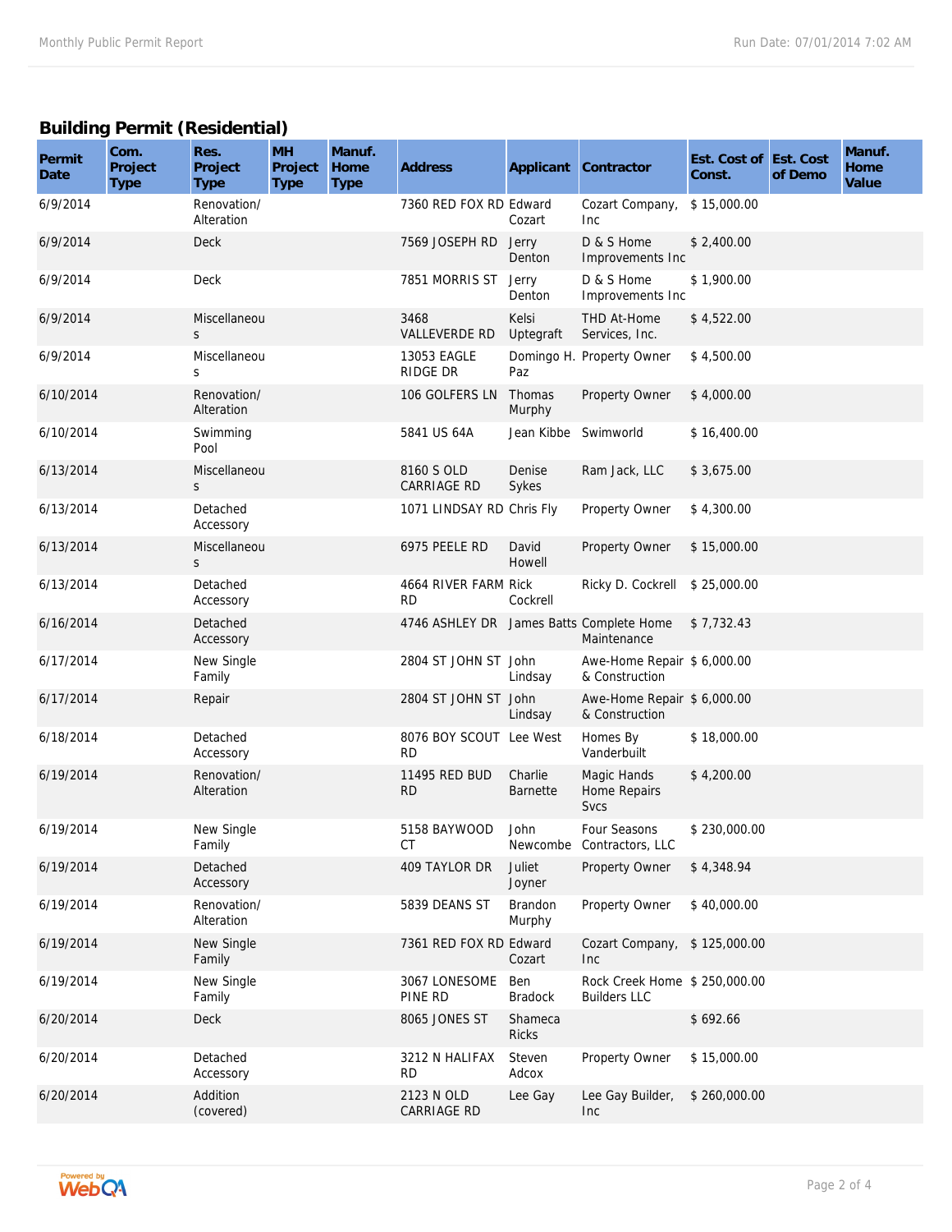## Building Permit (Residential)

| Permit Date | Com. Project Type | Res. Project Type | MH Project Type | Manuf. Home Type | Address | Applicant | Contractor | Est. Cost of Const. | Est. Cost of Demo | Manuf. Home Value |
|---|---|---|---|---|---|---|---|---|---|---|
| 6/9/2014 | | Renovation/ Alteration | | | 7360 RED FOX RD | Edward Cozart | Cozart Company, Inc | $ 15,000.00 | | |
| 6/9/2014 | | Deck | | | 7569 JOSEPH RD | Jerry Denton | D & S Home Improvements Inc | $ 2,400.00 | | |
| 6/9/2014 | | Deck | | | 7851 MORRIS ST | Jerry Denton | D & S Home Improvements Inc | $ 1,900.00 | | |
| 6/9/2014 | | Miscellaneous | | | 3468 VALLEVERDE RD | Kelsi Uptegraft | THD At-Home Services, Inc. | $ 4,522.00 | | |
| 6/9/2014 | | Miscellaneous | | | 13053 EAGLE RIDGE DR | Domingo H. Paz | Property Owner | $ 4,500.00 | | |
| 6/10/2014 | | Renovation/ Alteration | | | 106 GOLFERS LN | Thomas Murphy | Property Owner | $ 4,000.00 | | |
| 6/10/2014 | | Swimming Pool | | | 5841 US 64A | Jean Kibbe | Swimworld | $ 16,400.00 | | |
| 6/13/2014 | | Miscellaneous | | | 8160 S OLD CARRIAGE RD | Denise Sykes | Ram Jack, LLC | $ 3,675.00 | | |
| 6/13/2014 | | Detached Accessory | | | 1071 LINDSAY RD | Chris Fly | Property Owner | $ 4,300.00 | | |
| 6/13/2014 | | Miscellaneous | | | 6975 PEELE RD | David Howell | Property Owner | $ 15,000.00 | | |
| 6/13/2014 | | Detached Accessory | | | 4664 RIVER FARM RD | Rick Cockrell | Ricky D. Cockrell | $ 25,000.00 | | |
| 6/16/2014 | | Detached Accessory | | | 4746 ASHLEY DR | James Batts | Complete Home Maintenance | $ 7,732.43 | | |
| 6/17/2014 | | New Single Family | | | 2804 ST JOHN ST | John Lindsay | Awe-Home Repair & Construction | $ 6,000.00 | | |
| 6/17/2014 | | Repair | | | 2804 ST JOHN ST | John Lindsay | Awe-Home Repair & Construction | $ 6,000.00 | | |
| 6/18/2014 | | Detached Accessory | | | 8076 BOY SCOUT RD | Lee West | Homes By Vanderbuilt | $ 18,000.00 | | |
| 6/19/2014 | | Renovation/ Alteration | | | 11495 RED BUD RD | Charlie Barnette | Magic Hands Home Repairs Svcs | $ 4,200.00 | | |
| 6/19/2014 | | New Single Family | | | 5158 BAYWOOD CT | John Newcombe | Four Seasons Contractors, LLC | $ 230,000.00 | | |
| 6/19/2014 | | Detached Accessory | | | 409 TAYLOR DR | Juliet Joyner | Property Owner | $ 4,348.94 | | |
| 6/19/2014 | | Renovation/ Alteration | | | 5839 DEANS ST | Brandon Murphy | Property Owner | $ 40,000.00 | | |
| 6/19/2014 | | New Single Family | | | 7361 RED FOX RD | Edward Cozart | Cozart Company, Inc | $ 125,000.00 | | |
| 6/19/2014 | | New Single Family | | | 3067 LONESOME PINE RD | Ben Bradock | Rock Creek Home Builders LLC | $ 250,000.00 | | |
| 6/20/2014 | | Deck | | | 8065 JONES ST | Shameca Ricks | | $ 692.66 | | |
| 6/20/2014 | | Detached Accessory | | | 3212 N HALIFAX RD | Steven Adcox | Property Owner | $ 15,000.00 | | |
| 6/20/2014 | | Addition (covered) | | | 2123 N OLD CARRIAGE RD | Lee Gay | Lee Gay Builder, Inc | $ 260,000.00 | | |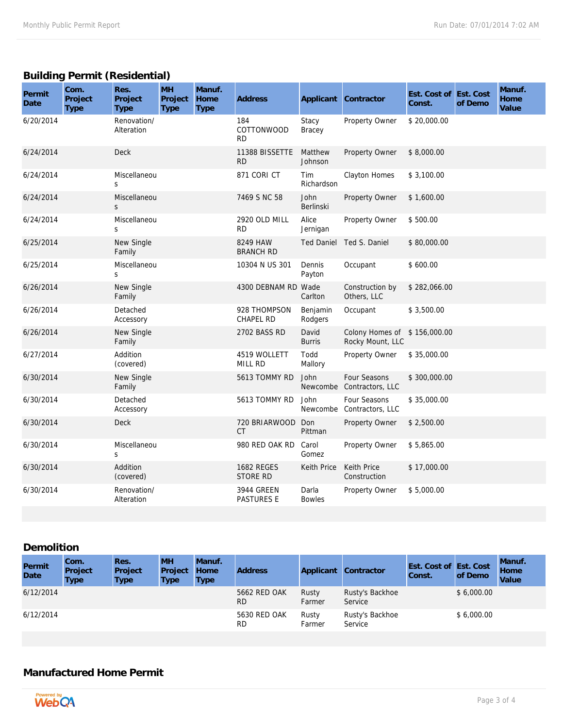## Building Permit (Residential)

| Permit Date | Com. Project Type | Res. Project Type | MH Project Type | Manuf. Home Type | Address | Applicant | Contractor | Est. Cost of Const. | Est. Cost of Demo | Manuf. Home Value |
|---|---|---|---|---|---|---|---|---|---|---|
| 6/20/2014 | | Renovation/ Alteration | | | 184 COTTONWOOD RD | Stacy Bracey | Property Owner | $ 20,000.00 | | |
| 6/24/2014 | | Deck | | | 11388 BISSETTE RD | Matthew Johnson | Property Owner | $ 8,000.00 | | |
| 6/24/2014 | | Miscellaneous | | | 871 CORI CT | Tim Richardson | Clayton Homes | $ 3,100.00 | | |
| 6/24/2014 | | Miscellaneous | | | 7469 S NC 58 | John Berlinski | Property Owner | $ 1,600.00 | | |
| 6/24/2014 | | Miscellaneous | | | 2920 OLD MILL RD | Alice Jernigan | Property Owner | $ 500.00 | | |
| 6/25/2014 | | New Single Family | | | 8249 HAW BRANCH RD | Ted Daniel | Ted S. Daniel | $ 80,000.00 | | |
| 6/25/2014 | | Miscellaneous | | | 10304 N US 301 | Dennis Payton | Occupant | $ 600.00 | | |
| 6/26/2014 | | New Single Family | | | 4300 DEBNAM RD | Wade Carlton | Construction by Others, LLC | $ 282,066.00 | | |
| 6/26/2014 | | Detached Accessory | | | 928 THOMPSON CHAPEL RD | Benjamin Rodgers | Occupant | $ 3,500.00 | | |
| 6/26/2014 | | New Single Family | | | 2702 BASS RD | David Burris | Colony Homes of Rocky Mount, LLC | $ 156,000.00 | | |
| 6/27/2014 | | Addition (covered) | | | 4519 WOLLETT MILL RD | Todd Mallory | Property Owner | $ 35,000.00 | | |
| 6/30/2014 | | New Single Family | | | 5613 TOMMY RD | John Newcombe | Four Seasons Contractors, LLC | $ 300,000.00 | | |
| 6/30/2014 | | Detached Accessory | | | 5613 TOMMY RD | John Newcombe | Four Seasons Contractors, LLC | $ 35,000.00 | | |
| 6/30/2014 | | Deck | | | 720 BRIARWOOD CT | Don Pittman | Property Owner | $ 2,500.00 | | |
| 6/30/2014 | | Miscellaneous | | | 980 RED OAK RD | Carol Gomez | Property Owner | $ 5,865.00 | | |
| 6/30/2014 | | Addition (covered) | | | 1682 REGES STORE RD | Keith Price | Keith Price Construction | $ 17,000.00 | | |
| 6/30/2014 | | Renovation/ Alteration | | | 3944 GREEN PASTURES E | Darla Bowles | Property Owner | $ 5,000.00 | | |

## Demolition

| Permit Date | Com. Project Type | Res. Project Type | MH Project Type | Manuf. Home Type | Address | Applicant | Contractor | Est. Cost of Const. | Est. Cost of Demo | Manuf. Home Value |
|---|---|---|---|---|---|---|---|---|---|---|
| 6/12/2014 | | | | | 5662 RED OAK RD | Rusty Farmer | Rusty's Backhoe Service | | $ 6,000.00 | |
| 6/12/2014 | | | | | 5630 RED OAK RD | Rusty Farmer | Rusty's Backhoe Service | | $ 6,000.00 | |

## Manufactured Home Permit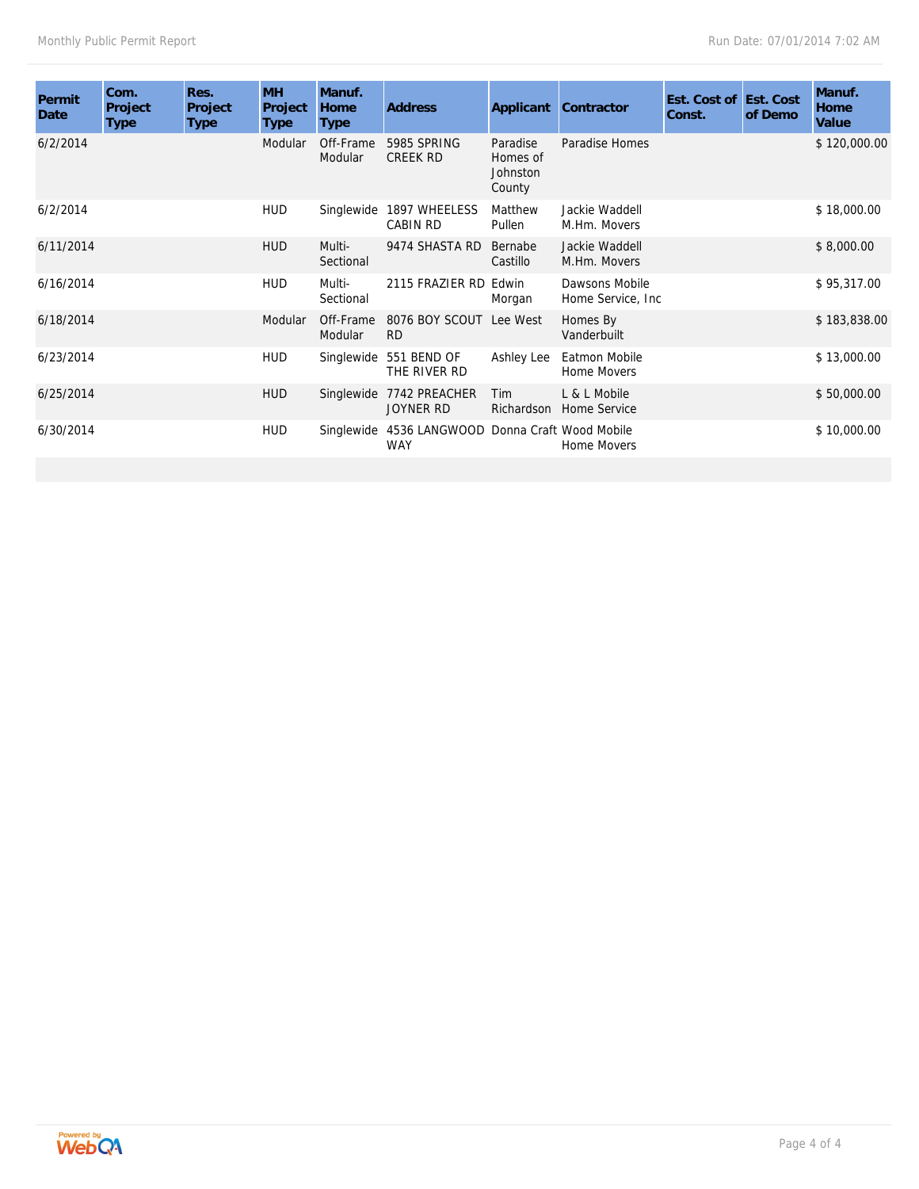| Permit Date | Com. Project Type | Res. Project Type | MH Project Type | Manuf. Home Type | Address | Applicant | Contractor | Est. Cost of Const. | Est. Cost of Demo | Manuf. Home Value |
|---|---|---|---|---|---|---|---|---|---|---|
| 6/2/2014 | | | Modular | Off-Frame Modular | 5985 SPRING CREEK RD | Paradise Homes of Johnston County | Paradise Homes | | | $ 120,000.00 |
| 6/2/2014 | | | HUD | Singlewide | 1897 WHEELESS CABIN RD | Matthew Pullen | Jackie Waddell M.Hm. Movers | | | $ 18,000.00 |
| 6/11/2014 | | | HUD | Multi-Sectional | 9474 SHASTA RD | Bernabe Castillo | Jackie Waddell M.Hm. Movers | | | $ 8,000.00 |
| 6/16/2014 | | | HUD | Multi-Sectional | 2115 FRAZIER RD | Edwin Morgan | Dawsons Mobile Home Service, Inc | | | $ 95,317.00 |
| 6/18/2014 | | | Modular | Off-Frame Modular | 8076 BOY SCOUT RD | Lee West | Homes By Vanderbuilt | | | $ 183,838.00 |
| 6/23/2014 | | | HUD | Singlewide | 551 BEND OF THE RIVER RD | Ashley Lee | Eatmon Mobile Home Movers | | | $ 13,000.00 |
| 6/25/2014 | | | HUD | Singlewide | 7742 PREACHER JOYNER RD | Tim Richardson | L & L Mobile Home Service | | | $ 50,000.00 |
| 6/30/2014 | | | HUD | Singlewide | 4536 LANGWOOD WAY | Donna Craft | Wood Mobile Home Movers | | | $ 10,000.00 |